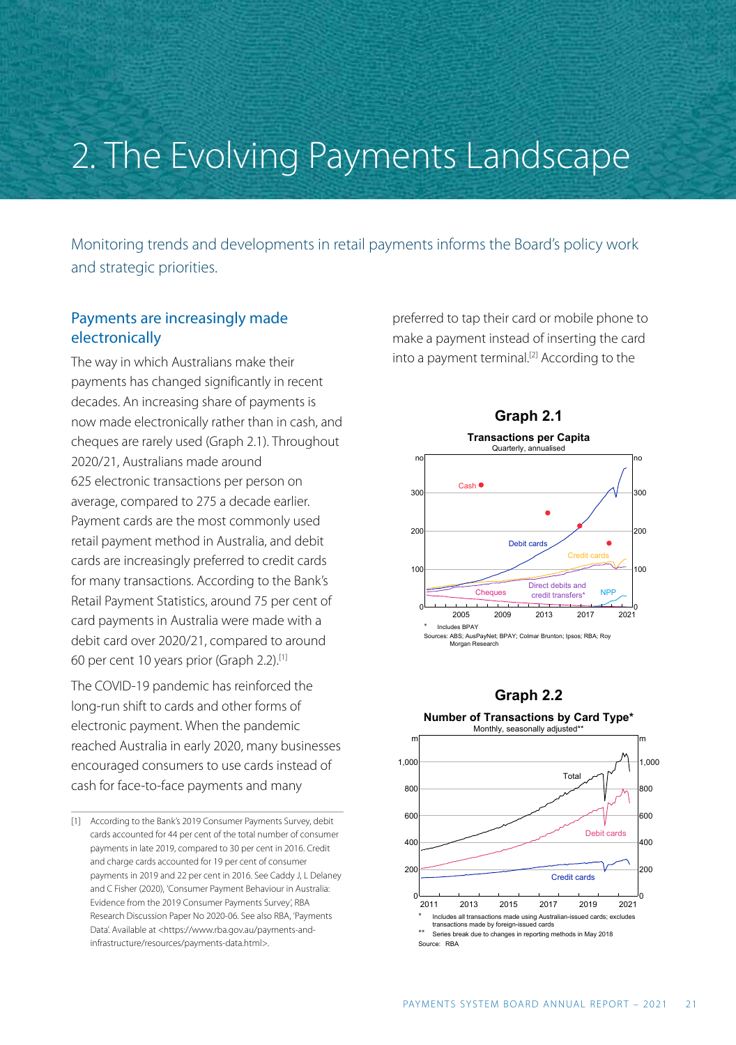# 2. The Evolving Payments Landscape

Monitoring trends and developments in retail payments informs the Board's policy work and strategic priorities.

## Payments are increasingly made electronically

The way in which Australians make their payments has changed significantly in recent decades. An increasing share of payments is now made electronically rather than in cash, and cheques are rarely used (Graph 2.1). Throughout 2020/21, Australians made around 625 electronic transactions per person on average, compared to 275 a decade earlier. Payment cards are the most commonly used retail payment method in Australia, and debit cards are increasingly preferred to credit cards for many transactions. According to the Bank's Retail Payment Statistics, around 75 per cent of card payments in Australia were made with a debit card over 2020/21, compared to around 60 per cent 10 years prior (Graph 2.2).[1]

The COVID-19 pandemic has reinforced the long-run shift to cards and other forms of electronic payment. When the pandemic reached Australia in early 2020, many businesses encouraged consumers to use cards instead of cash for face-to-face payments and many preferred to tap their card or mobile phone to make a payment instead of inserting the card into a payment terminal.[2] According to the

**Graph 2.1**

**Transactions per Capita**

Quarterly, annualised

\* Includes BPAY

Sources: ABS; AusPayNet; BPAY; Colmar Brunton; Ipsos; RBA; Roy Morgan Research

**Graph 2.2**

**Number of Transactions by Card Type***

Monthly, seasonally adjusted**

\* Includes all transactions made using Australian-issued cards; excludes transactions made by foreign-issued cards

\*\* Series break due to changes in reporting methods in May 2018

Source: RBA

---

[1] According to the Bank's 2019 Consumer Payments Survey, debit cards accounted for 44 per cent of the total number of consumer payments in late 2019, compared to 30 per cent in 2016. Credit and charge cards accounted for 19 per cent of consumer payments in 2019 and 22 per cent in 2016. See Caddy J, L Delaney and C Fisher (2020), 'Consumer Payment Behaviour in Australia: Evidence from the 2019 Consumer Payments Survey', RBA Research Discussion Paper No 2020-06. See also RBA, 'Payments Data'. Available at <https://www.rba.gov.au/payments-and-infrastructure/resources/payments-data.html>.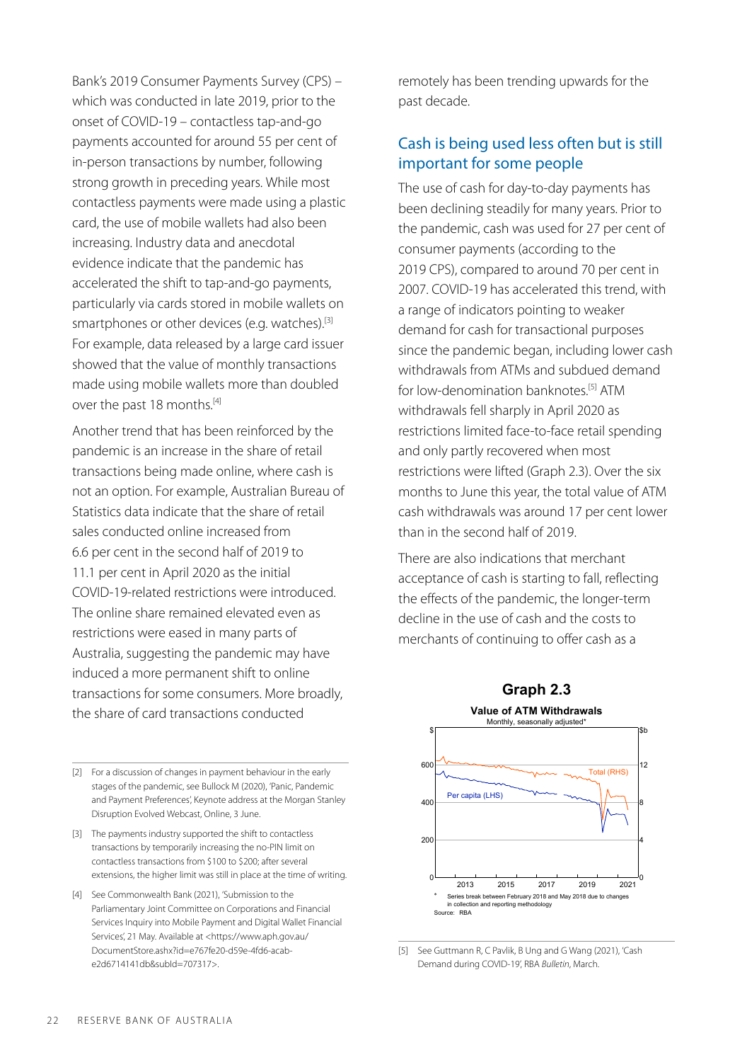Bank's 2019 Consumer Payments Survey (CPS) – which was conducted in late 2019, prior to the onset of COVID-19 – contactless tap-and-go payments accounted for around 55 per cent of in-person transactions by number, following strong growth in preceding years. While most contactless payments were made using a plastic card, the use of mobile wallets had also been increasing. Industry data and anecdotal evidence indicate that the pandemic has accelerated the shift to tap-and-go payments, particularly via cards stored in mobile wallets on smartphones or other devices (e.g. watches).[3] For example, data released by a large card issuer showed that the value of monthly transactions made using mobile wallets more than doubled over the past 18 months.[4]

Another trend that has been reinforced by the pandemic is an increase in the share of retail transactions being made online, where cash is not an option. For example, Australian Bureau of Statistics data indicate that the share of retail sales conducted online increased from 6.6 per cent in the second half of 2019 to 11.1 per cent in April 2020 as the initial COVID-19-related restrictions were introduced. The online share remained elevated even as restrictions were eased in many parts of Australia, suggesting the pandemic may have induced a more permanent shift to online transactions for some consumers. More broadly, the share of card transactions conducted remotely has been trending upwards for the past decade.

## Cash is being used less often but is still important for some people

The use of cash for day-to-day payments has been declining steadily for many years. Prior to the pandemic, cash was used for 27 per cent of consumer payments (according to the 2019 CPS), compared to around 70 per cent in 2007. COVID-19 has accelerated this trend, with a range of indicators pointing to weaker demand for cash for transactional purposes since the pandemic began, including lower cash withdrawals from ATMs and subdued demand for low-denomination banknotes.[5] ATM withdrawals fell sharply in April 2020 as restrictions limited face-to-face retail spending and only partly recovered when most restrictions were lifted (Graph 2.3). Over the six months to June this year, the total value of ATM cash withdrawals was around 17 per cent lower than in the second half of 2019.

There are also indications that merchant acceptance of cash is starting to fall, reflecting the effects of the pandemic, the longer-term decline in the use of cash and the costs to merchants of continuing to offer cash as a

**Graph 2.3**

**Value of ATM Withdrawals**

Monthly, seasonally adjusted*

\* Series break between February 2018 and May 2018 due to changes in collection and reporting methodology

Source: RBA

---

[2] For a discussion of changes in payment behaviour in the early stages of the pandemic, see Bullock M (2020), 'Panic, Pandemic and Payment Preferences', Keynote address at the Morgan Stanley Disruption Evolved Webcast, Online, 3 June.

[3] The payments industry supported the shift to contactless transactions by temporarily increasing the no-PIN limit on contactless transactions from $100 to $200; after several extensions, the higher limit was still in place at the time of writing.

[4] See Commonwealth Bank (2021), 'Submission to the Parliamentary Joint Committee on Corporations and Financial Services Inquiry into Mobile Payment and Digital Wallet Financial Services', 21 May. Available at <https://www.aph.gov.au/DocumentStore.ashx?id=e767fe20-d59e-4fd6-acab-e2d6714141db&subId=707317>.

[5] See Guttmann R, C Pavlik, B Ung and G Wang (2021), 'Cash Demand during COVID-19', RBA *Bulletin*, March.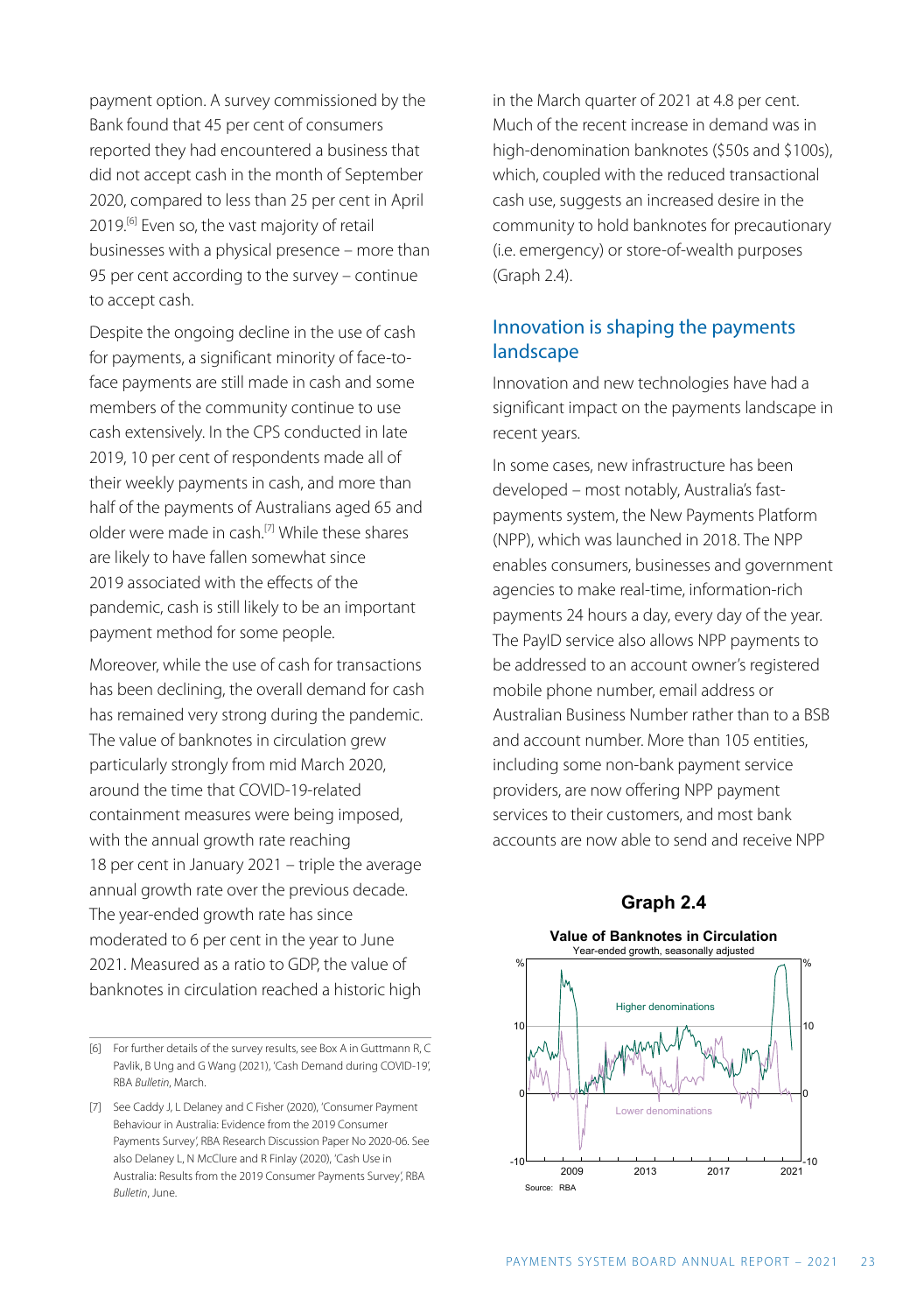payment option. A survey commissioned by the Bank found that 45 per cent of consumers reported they had encountered a business that did not accept cash in the month of September 2020, compared to less than 25 per cent in April 2019.[6] Even so, the vast majority of retail businesses with a physical presence – more than 95 per cent according to the survey – continue to accept cash.

Despite the ongoing decline in the use of cash for payments, a significant minority of face-to-face payments are still made in cash and some members of the community continue to use cash extensively. In the CPS conducted in late 2019, 10 per cent of respondents made all of their weekly payments in cash, and more than half of the payments of Australians aged 65 and older were made in cash.[7] While these shares are likely to have fallen somewhat since 2019 associated with the effects of the pandemic, cash is still likely to be an important payment method for some people.

Moreover, while the use of cash for transactions has been declining, the overall demand for cash has remained very strong during the pandemic. The value of banknotes in circulation grew particularly strongly from mid March 2020, around the time that COVID-19-related containment measures were being imposed, with the annual growth rate reaching 18 per cent in January 2021 – triple the average annual growth rate over the previous decade. The year-ended growth rate has since moderated to 6 per cent in the year to June 2021. Measured as a ratio to GDP, the value of banknotes in circulation reached a historic high in the March quarter of 2021 at 4.8 per cent. Much of the recent increase in demand was in high-denomination banknotes ($50s and $100s), which, coupled with the reduced transactional cash use, suggests an increased desire in the community to hold banknotes for precautionary (i.e. emergency) or store-of-wealth purposes (Graph 2.4).

## Innovation is shaping the payments landscape

Innovation and new technologies have had a significant impact on the payments landscape in recent years.

In some cases, new infrastructure has been developed – most notably, Australia's fast-payments system, the New Payments Platform (NPP), which was launched in 2018. The NPP enables consumers, businesses and government agencies to make real-time, information-rich payments 24 hours a day, every day of the year. The PayID service also allows NPP payments to be addressed to an account owner's registered mobile phone number, email address or Australian Business Number rather than to a BSB and account number. More than 105 entities, including some non-bank payment service providers, are now offering NPP payment services to their customers, and most bank accounts are now able to send and receive NPP

**Graph 2.4**

**Value of Banknotes in Circulation**
Year-ended growth, seasonally adjusted

Source: RBA

[6] For further details of the survey results, see Box A in Guttmann R, C Pavlik, B Ung and G Wang (2021), 'Cash Demand during COVID-19', RBA *Bulletin*, March.

[7] See Caddy J, L Delaney and C Fisher (2020), 'Consumer Payment Behaviour in Australia: Evidence from the 2019 Consumer Payments Survey', RBA Research Discussion Paper No 2020-06. See also Delaney L, N McClure and R Finlay (2020), 'Cash Use in Australia: Results from the 2019 Consumer Payments Survey', RBA *Bulletin*, June.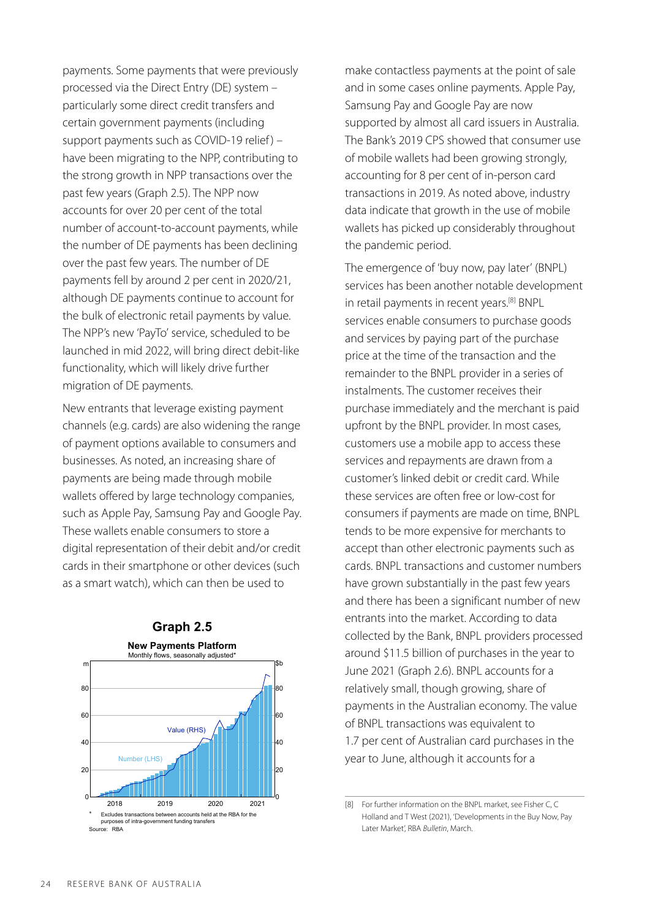payments. Some payments that were previously processed via the Direct Entry (DE) system – particularly some direct credit transfers and certain government payments (including support payments such as COVID-19 relief) – have been migrating to the NPP, contributing to the strong growth in NPP transactions over the past few years (Graph 2.5). The NPP now accounts for over 20 per cent of the total number of account-to-account payments, while the number of DE payments has been declining over the past few years. The number of DE payments fell by around 2 per cent in 2020/21, although DE payments continue to account for the bulk of electronic retail payments by value. The NPP's new 'PayTo' service, scheduled to be launched in mid 2022, will bring direct debit-like functionality, which will likely drive further migration of DE payments.

New entrants that leverage existing payment channels (e.g. cards) are also widening the range of payment options available to consumers and businesses. As noted, an increasing share of payments are being made through mobile wallets offered by large technology companies, such as Apple Pay, Samsung Pay and Google Pay. These wallets enable consumers to store a digital representation of their debit and/or credit cards in their smartphone or other devices (such as a smart watch), which can then be used to

**Graph 2.5**

**New Payments Platform**
Monthly flows, seasonally adjusted*

\* Excludes transactions between accounts held at the RBA for the purposes of intra-government funding transfers
Source: RBA

make contactless payments at the point of sale and in some cases online payments. Apple Pay, Samsung Pay and Google Pay are now supported by almost all card issuers in Australia. The Bank's 2019 CPS showed that consumer use of mobile wallets had been growing strongly, accounting for 8 per cent of in-person card transactions in 2019. As noted above, industry data indicate that growth in the use of mobile wallets has picked up considerably throughout the pandemic period.

The emergence of 'buy now, pay later' (BNPL) services has been another notable development in retail payments in recent years.[8] BNPL services enable consumers to purchase goods and services by paying part of the purchase price at the time of the transaction and the remainder to the BNPL provider in a series of instalments. The customer receives their purchase immediately and the merchant is paid upfront by the BNPL provider. In most cases, customers use a mobile app to access these services and repayments are drawn from a customer's linked debit or credit card. While these services are often free or low-cost for consumers if payments are made on time, BNPL tends to be more expensive for merchants to accept than other electronic payments such as cards. BNPL transactions and customer numbers have grown substantially in the past few years and there has been a significant number of new entrants into the market. According to data collected by the Bank, BNPL providers processed around $11.5 billion of purchases in the year to June 2021 (Graph 2.6). BNPL accounts for a relatively small, though growing, share of payments in the Australian economy. The value of BNPL transactions was equivalent to 1.7 per cent of Australian card purchases in the year to June, although it accounts for a

[8] For further information on the BNPL market, see Fisher C, C Holland and T West (2021), 'Developments in the Buy Now, Pay Later Market', RBA *Bulletin*, March.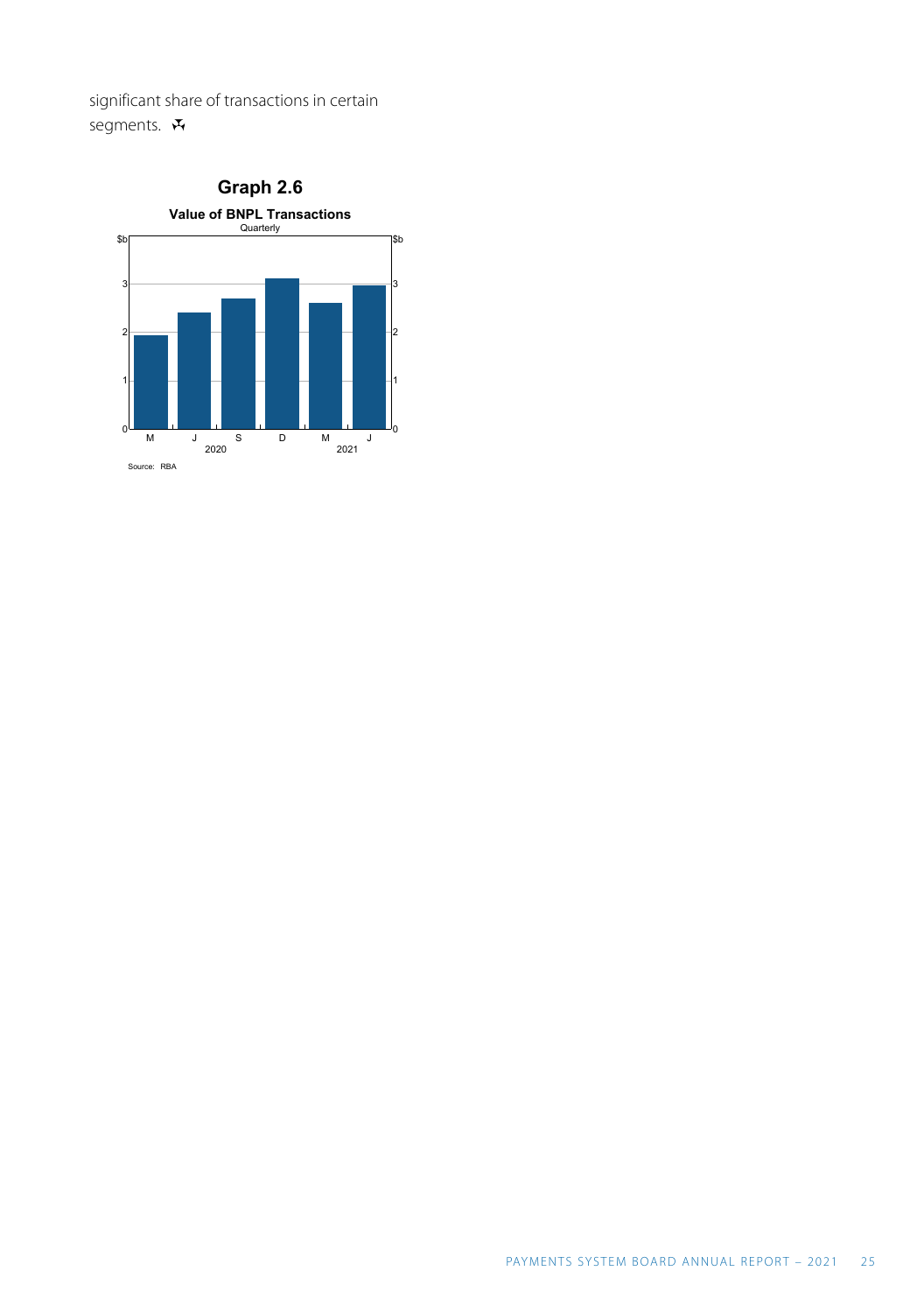significant share of transactions in certain segments. ✢

## Graph 2.6

**Value of BNPL Transactions**

Quarterly

$b

3

2

1

0

M J S D M J

2020 2021

Source: RBA